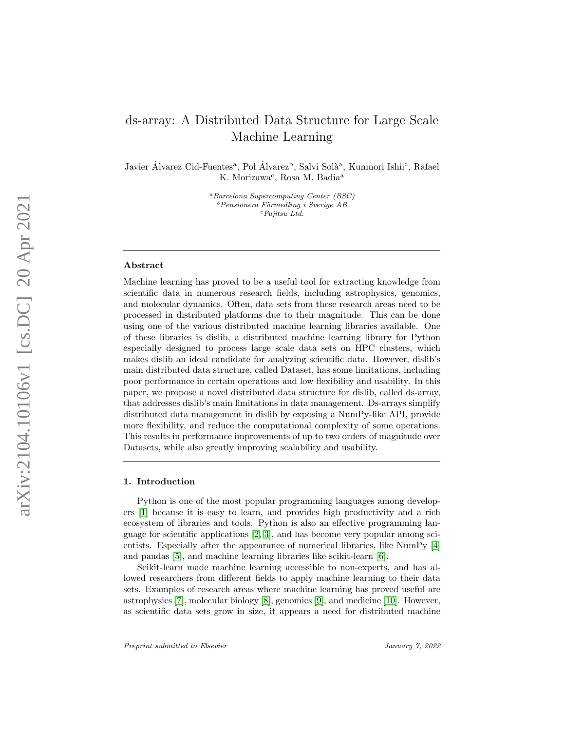# ds-array: A Distributed Data Structure for Large Scale Machine Learning

Javier Álvarez Cid-Fuentes[a], Pol Álvarez[b], Salvi Solà[a], Kuninori Ishii[c], Rafael K. Morizawa[c], Rosa M. Badia[a]

[a]*Barcelona Supercomputing Center (BSC)*
[b]*Pensionera Förmedling i Sverige AB*
[c]*Fujitsu Ltd.*

## Abstract

Machine learning has proved to be a useful tool for extracting knowledge from scientific data in numerous research fields, including astrophysics, genomics, and molecular dynamics. Often, data sets from these research areas need to be processed in distributed platforms due to their magnitude. This can be done using one of the various distributed machine learning libraries available. One of these libraries is dislib, a distributed machine learning library for Python especially designed to process large scale data sets on HPC clusters, which makes dislib an ideal candidate for analyzing scientific data. However, dislib's main distributed data structure, called Dataset, has some limitations, including poor performance in certain operations and low flexibility and usability. In this paper, we propose a novel distributed data structure for dislib, called ds-array, that addresses dislib's main limitations in data management. Ds-arrays simplify distributed data management in dislib by exposing a NumPy-like API, provide more flexibility, and reduce the computational complexity of some operations. This results in performance improvements of up to two orders of magnitude over Datasets, while also greatly improving scalability and usability.

## 1. Introduction

Python is one of the most popular programming languages among developers [1] because it is easy to learn, and provides high productivity and a rich ecosystem of libraries and tools. Python is also an effective programming language for scientific applications [2, 3], and has become very popular among scientists. Especially after the appearance of numerical libraries, like NumPy [4] and pandas [5], and machine learning libraries like scikit-learn [6].

Scikit-learn made machine learning accessible to non-experts, and has allowed researchers from different fields to apply machine learning to their data sets. Examples of research areas where machine learning has proved useful are astrophysics [7], molecular biology [8], genomics [9], and medicine [10]. However, as scientific data sets grow in size, it appears a need for distributed machine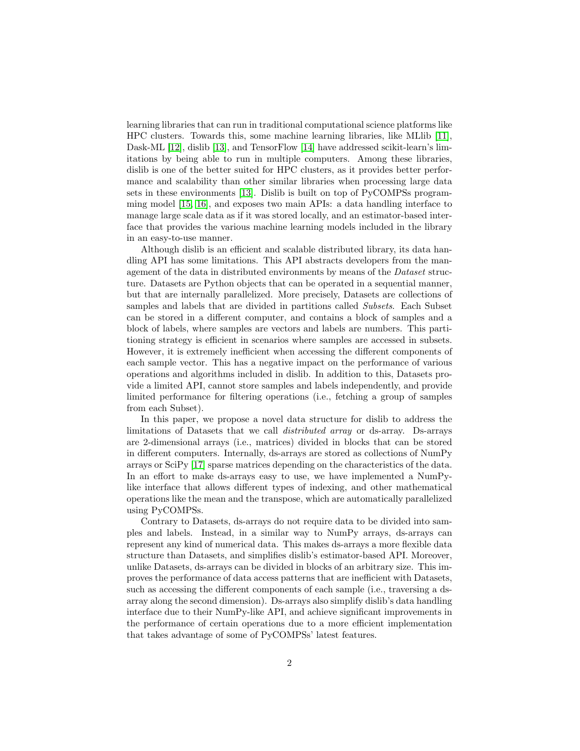learning libraries that can run in traditional computational science platforms like HPC clusters. Towards this, some machine learning libraries, like MLlib [11], Dask-ML [12], dislib [13], and TensorFlow [14] have addressed scikit-learn's limitations by being able to run in multiple computers. Among these libraries, dislib is one of the better suited for HPC clusters, as it provides better performance and scalability than other similar libraries when processing large data sets in these environments [13]. Dislib is built on top of PyCOMPSs programming model [15, 16], and exposes two main APIs: a data handling interface to manage large scale data as if it was stored locally, and an estimator-based interface that provides the various machine learning models included in the library in an easy-to-use manner.

Although dislib is an efficient and scalable distributed library, its data handling API has some limitations. This API abstracts developers from the management of the data in distributed environments by means of the *Dataset* structure. Datasets are Python objects that can be operated in a sequential manner, but that are internally parallelized. More precisely, Datasets are collections of samples and labels that are divided in partitions called *Subsets*. Each Subset can be stored in a different computer, and contains a block of samples and a block of labels, where samples are vectors and labels are numbers. This partitioning strategy is efficient in scenarios where samples are accessed in subsets. However, it is extremely inefficient when accessing the different components of each sample vector. This has a negative impact on the performance of various operations and algorithms included in dislib. In addition to this, Datasets provide a limited API, cannot store samples and labels independently, and provide limited performance for filtering operations (i.e., fetching a group of samples from each Subset).

In this paper, we propose a novel data structure for dislib to address the limitations of Datasets that we call *distributed array* or ds-array. Ds-arrays are 2-dimensional arrays (i.e., matrices) divided in blocks that can be stored in different computers. Internally, ds-arrays are stored as collections of NumPy arrays or SciPy [17] sparse matrices depending on the characteristics of the data. In an effort to make ds-arrays easy to use, we have implemented a NumPy-like interface that allows different types of indexing, and other mathematical operations like the mean and the transpose, which are automatically parallelized using PyCOMPSs.

Contrary to Datasets, ds-arrays do not require data to be divided into samples and labels. Instead, in a similar way to NumPy arrays, ds-arrays can represent any kind of numerical data. This makes ds-arrays a more flexible data structure than Datasets, and simplifies dislib's estimator-based API. Moreover, unlike Datasets, ds-arrays can be divided in blocks of an arbitrary size. This improves the performance of data access patterns that are inefficient with Datasets, such as accessing the different components of each sample (i.e., traversing a ds-array along the second dimension). Ds-arrays also simplify dislib's data handling interface due to their NumPy-like API, and achieve significant improvements in the performance of certain operations due to a more efficient implementation that takes advantage of some of PyCOMPSs' latest features.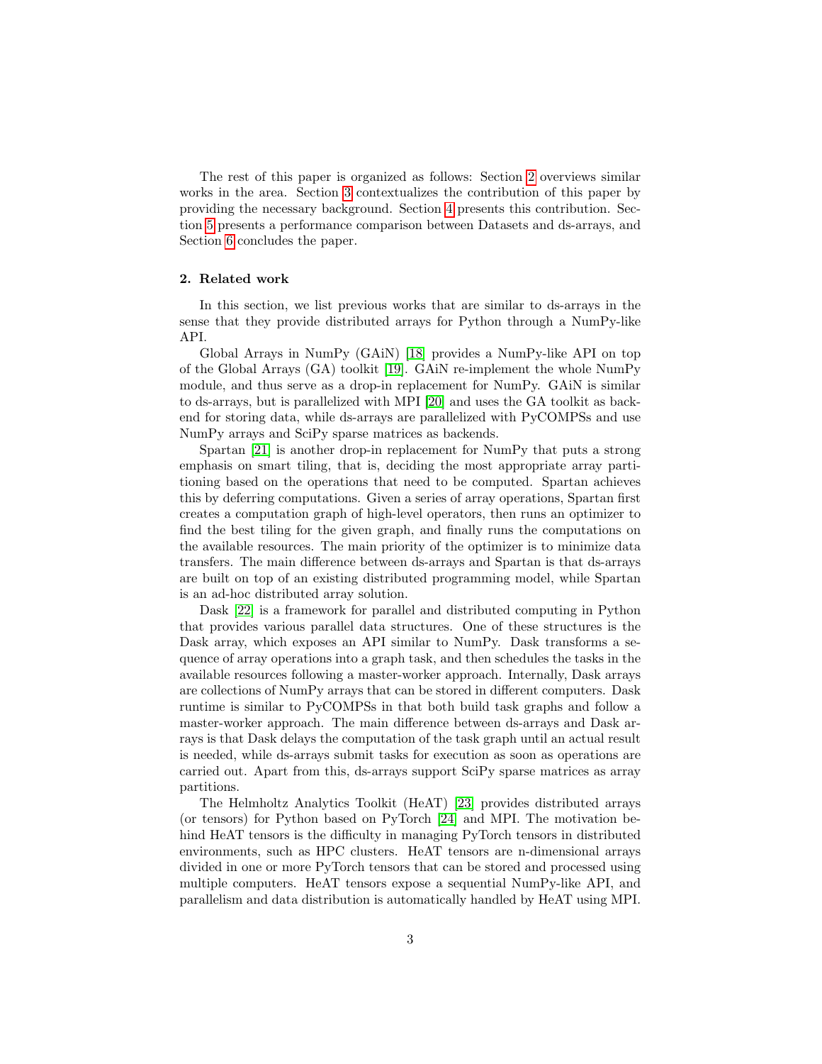The rest of this paper is organized as follows: Section 2 overviews similar works in the area. Section 3 contextualizes the contribution of this paper by providing the necessary background. Section 4 presents this contribution. Section 5 presents a performance comparison between Datasets and ds-arrays, and Section 6 concludes the paper.

## 2. Related work

In this section, we list previous works that are similar to ds-arrays in the sense that they provide distributed arrays for Python through a NumPy-like API.

Global Arrays in NumPy (GAiN) [18] provides a NumPy-like API on top of the Global Arrays (GA) toolkit [19]. GAiN re-implement the whole NumPy module, and thus serve as a drop-in replacement for NumPy. GAiN is similar to ds-arrays, but is parallelized with MPI [20] and uses the GA toolkit as backend for storing data, while ds-arrays are parallelized with PyCOMPSs and use NumPy arrays and SciPy sparse matrices as backends.

Spartan [21] is another drop-in replacement for NumPy that puts a strong emphasis on smart tiling, that is, deciding the most appropriate array partitioning based on the operations that need to be computed. Spartan achieves this by deferring computations. Given a series of array operations, Spartan first creates a computation graph of high-level operators, then runs an optimizer to find the best tiling for the given graph, and finally runs the computations on the available resources. The main priority of the optimizer is to minimize data transfers. The main difference between ds-arrays and Spartan is that ds-arrays are built on top of an existing distributed programming model, while Spartan is an ad-hoc distributed array solution.

Dask [22] is a framework for parallel and distributed computing in Python that provides various parallel data structures. One of these structures is the Dask array, which exposes an API similar to NumPy. Dask transforms a sequence of array operations into a graph task, and then schedules the tasks in the available resources following a master-worker approach. Internally, Dask arrays are collections of NumPy arrays that can be stored in different computers. Dask runtime is similar to PyCOMPSs in that both build task graphs and follow a master-worker approach. The main difference between ds-arrays and Dask arrays is that Dask delays the computation of the task graph until an actual result is needed, while ds-arrays submit tasks for execution as soon as operations are carried out. Apart from this, ds-arrays support SciPy sparse matrices as array partitions.

The Helmholtz Analytics Toolkit (HeAT) [23] provides distributed arrays (or tensors) for Python based on PyTorch [24] and MPI. The motivation behind HeAT tensors is the difficulty in managing PyTorch tensors in distributed environments, such as HPC clusters. HeAT tensors are n-dimensional arrays divided in one or more PyTorch tensors that can be stored and processed using multiple computers. HeAT tensors expose a sequential NumPy-like API, and parallelism and data distribution is automatically handled by HeAT using MPI.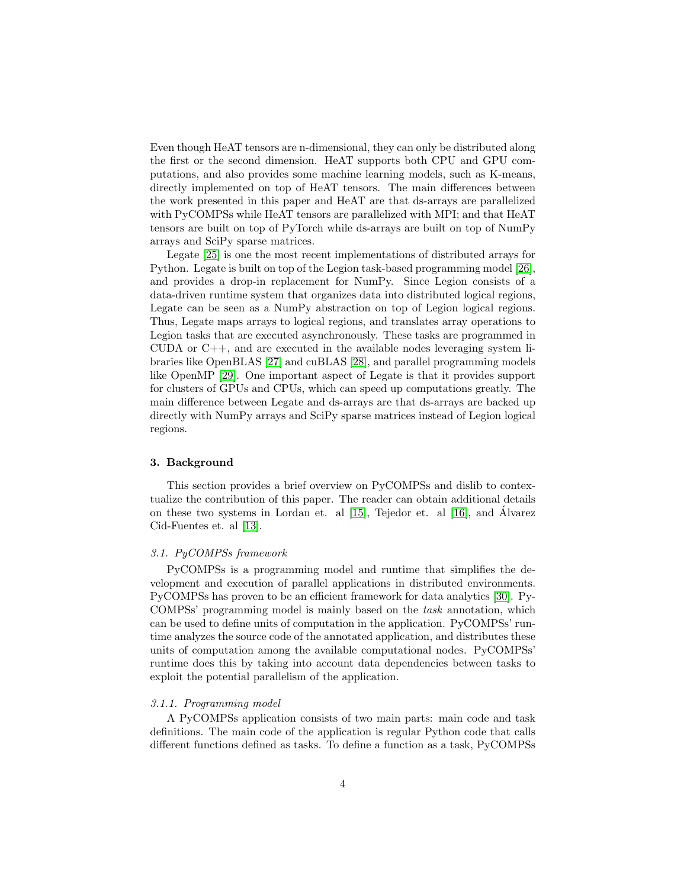Even though HeAT tensors are n-dimensional, they can only be distributed along the first or the second dimension. HeAT supports both CPU and GPU computations, and also provides some machine learning models, such as K-means, directly implemented on top of HeAT tensors. The main differences between the work presented in this paper and HeAT are that ds-arrays are parallelized with PyCOMPSs while HeAT tensors are parallelized with MPI; and that HeAT tensors are built on top of PyTorch while ds-arrays are built on top of NumPy arrays and SciPy sparse matrices.

Legate [25] is one the most recent implementations of distributed arrays for Python. Legate is built on top of the Legion task-based programming model [26], and provides a drop-in replacement for NumPy. Since Legion consists of a data-driven runtime system that organizes data into distributed logical regions, Legate can be seen as a NumPy abstraction on top of Legion logical regions. Thus, Legate maps arrays to logical regions, and translates array operations to Legion tasks that are executed asynchronously. These tasks are programmed in CUDA or C++, and are executed in the available nodes leveraging system libraries like OpenBLAS [27] and cuBLAS [28], and parallel programming models like OpenMP [29]. One important aspect of Legate is that it provides support for clusters of GPUs and CPUs, which can speed up computations greatly. The main difference between Legate and ds-arrays are that ds-arrays are backed up directly with NumPy arrays and SciPy sparse matrices instead of Legion logical regions.

## 3. Background

This section provides a brief overview on PyCOMPSs and dislib to contextualize the contribution of this paper. The reader can obtain additional details on these two systems in Lordan et. al [15], Tejedor et. al [16], and Álvarez Cid-Fuentes et. al [13].

### *3.1. PyCOMPSs framework*

PyCOMPSs is a programming model and runtime that simplifies the development and execution of parallel applications in distributed environments. PyCOMPSs has proven to be an efficient framework for data analytics [30]. PyCOMPSs' programming model is mainly based on the *task* annotation, which can be used to define units of computation in the application. PyCOMPSs' runtime analyzes the source code of the annotated application, and distributes these units of computation among the available computational nodes. PyCOMPSs' runtime does this by taking into account data dependencies between tasks to exploit the potential parallelism of the application.

#### *3.1.1. Programming model*

A PyCOMPSs application consists of two main parts: main code and task definitions. The main code of the application is regular Python code that calls different functions defined as tasks. To define a function as a task, PyCOMPSs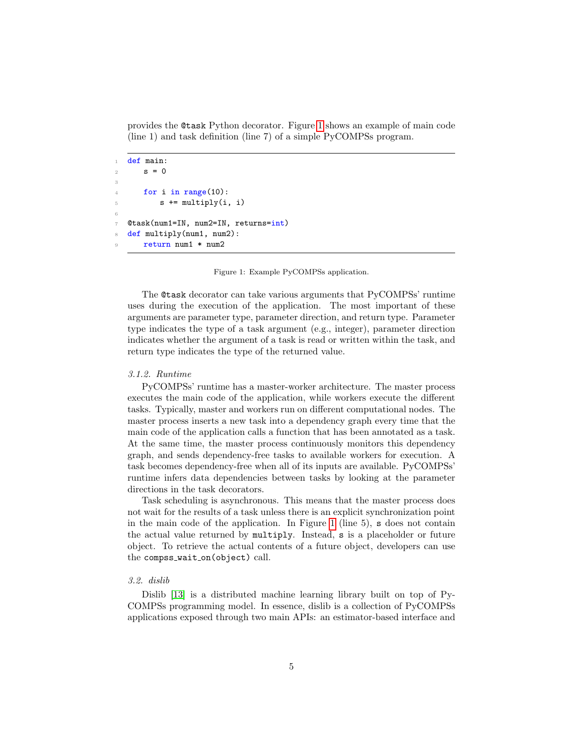provides the `@task` Python decorator. Figure 1 shows an example of main code (line 1) and task definition (line 7) of a simple PyCOMPSs program.

```
def main:
    s = 0

    for i in range(10):
        s += multiply(i, i)

@task(num1=IN, num2=IN, returns=int)
def multiply(num1, num2):
    return num1 * num2
```

Figure 1: Example PyCOMPSs application.

The `@task` decorator can take various arguments that PyCOMPSs' runtime uses during the execution of the application. The most important of these arguments are parameter type, parameter direction, and return type. Parameter type indicates the type of a task argument (e.g., integer), parameter direction indicates whether the argument of a task is read or written within the task, and return type indicates the type of the returned value.

#### *3.1.2. Runtime*

PyCOMPSs' runtime has a master-worker architecture. The master process executes the main code of the application, while workers execute the different tasks. Typically, master and workers run on different computational nodes. The master process inserts a new task into a dependency graph every time that the main code of the application calls a function that has been annotated as a task. At the same time, the master process continuously monitors this dependency graph, and sends dependency-free tasks to available workers for execution. A task becomes dependency-free when all of its inputs are available. PyCOMPSs' runtime infers data dependencies between tasks by looking at the parameter directions in the task decorators.

Task scheduling is asynchronous. This means that the master process does not wait for the results of a task unless there is an explicit synchronization point in the main code of the application. In Figure 1 (line 5), `s` does not contain the actual value returned by `multiply`. Instead, `s` is a placeholder or future object. To retrieve the actual contents of a future object, developers can use the `compss_wait_on(object)` call.

### *3.2. dislib*

Dislib [13] is a distributed machine learning library built on top of PyCOMPSs programming model. In essence, dislib is a collection of PyCOMPSs applications exposed through two main APIs: an estimator-based interface and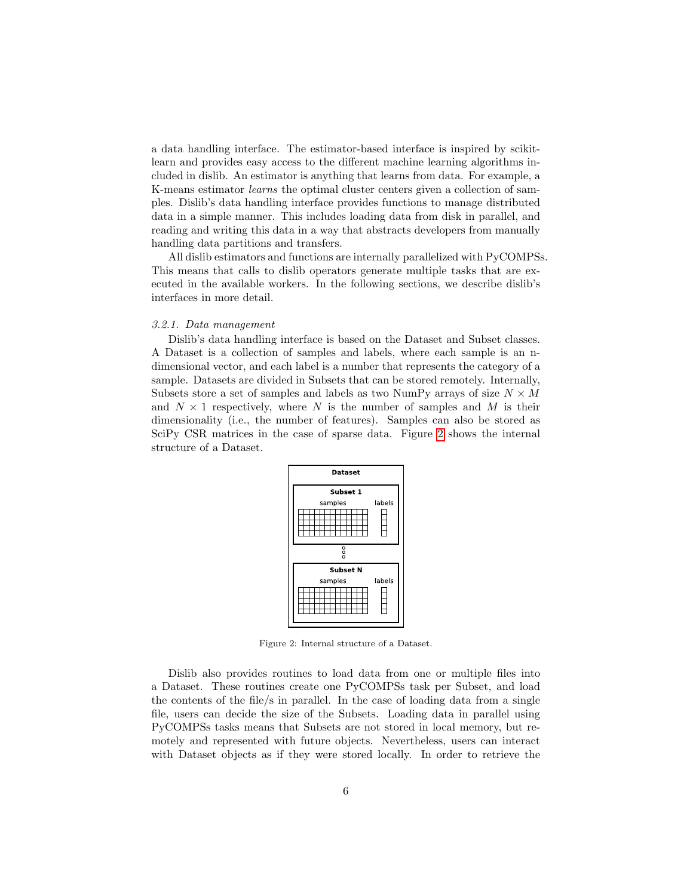a data handling interface. The estimator-based interface is inspired by scikit-learn and provides easy access to the different machine learning algorithms included in dislib. An estimator is anything that learns from data. For example, a K-means estimator *learns* the optimal cluster centers given a collection of samples. Dislib's data handling interface provides functions to manage distributed data in a simple manner. This includes loading data from disk in parallel, and reading and writing this data in a way that abstracts developers from manually handling data partitions and transfers.

All dislib estimators and functions are internally parallelized with PyCOMPSs. This means that calls to dislib operators generate multiple tasks that are executed in the available workers. In the following sections, we describe dislib's interfaces in more detail.

### *3.2.1. Data management*

Dislib's data handling interface is based on the Dataset and Subset classes. A Dataset is a collection of samples and labels, where each sample is an n-dimensional vector, and each label is a number that represents the category of a sample. Datasets are divided in Subsets that can be stored remotely. Internally, Subsets store a set of samples and labels as two NumPy arrays of size $N \times M$ and $N \times 1$ respectively, where $N$ is the number of samples and $M$ is their dimensionality (i.e., the number of features). Samples can also be stored as SciPy CSR matrices in the case of sparse data. Figure 2 shows the internal structure of a Dataset.

Figure 2: Internal structure of a Dataset.

Dislib also provides routines to load data from one or multiple files into a Dataset. These routines create one PyCOMPSs task per Subset, and load the contents of the file/s in parallel. In the case of loading data from a single file, users can decide the size of the Subsets. Loading data in parallel using PyCOMPSs tasks means that Subsets are not stored in local memory, but remotely and represented with future objects. Nevertheless, users can interact with Dataset objects as if they were stored locally. In order to retrieve the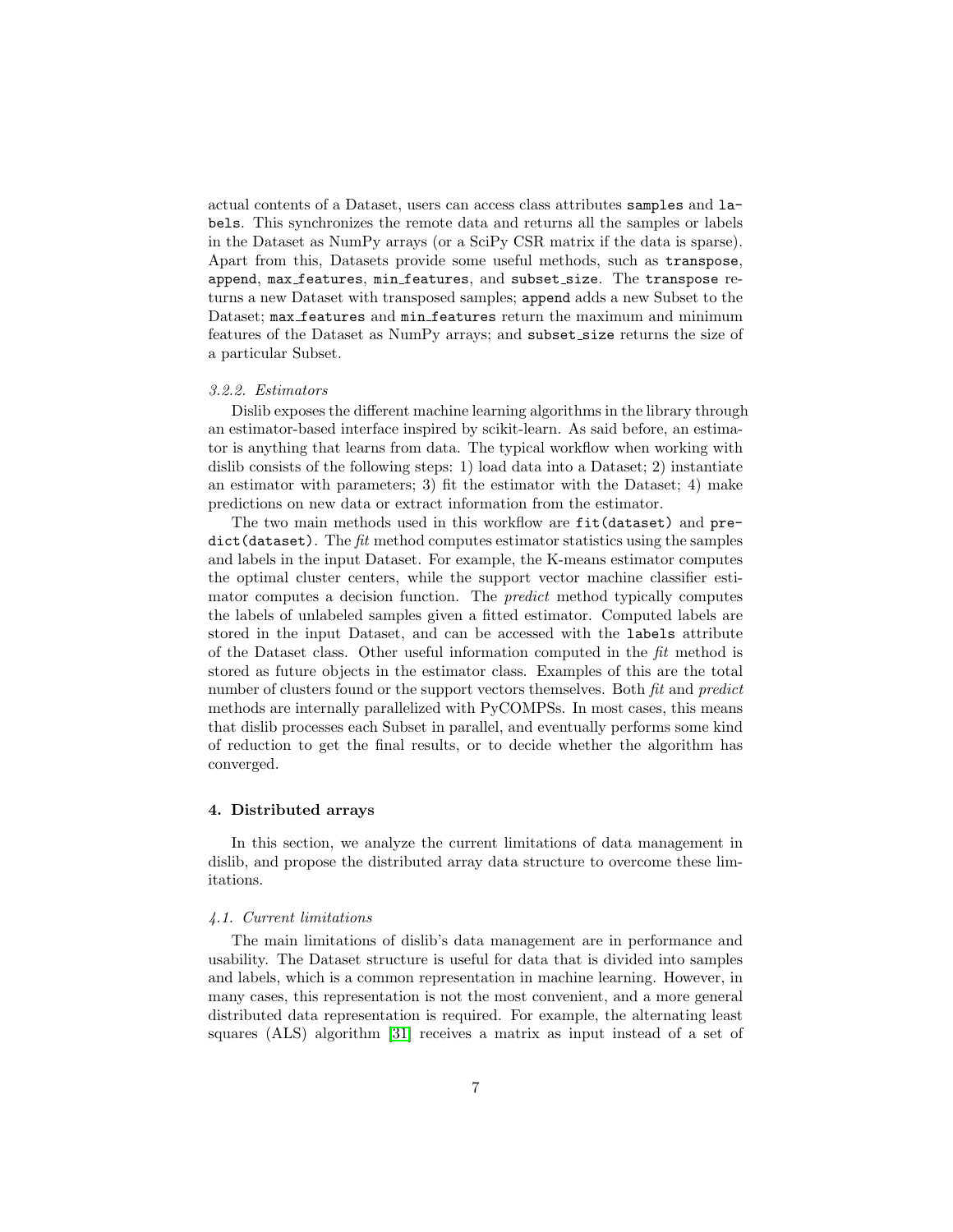actual contents of a Dataset, users can access class attributes `samples` and `labels`. This synchronizes the remote data and returns all the samples or labels in the Dataset as NumPy arrays (or a SciPy CSR matrix if the data is sparse). Apart from this, Datasets provide some useful methods, such as `transpose`, `append`, `max_features`, `min_features`, and `subset_size`. The `transpose` returns a new Dataset with transposed samples; `append` adds a new Subset to the Dataset; `max_features` and `min_features` return the maximum and minimum features of the Dataset as NumPy arrays; and `subset_size` returns the size of a particular Subset.

### *3.2.2. Estimators*

Dislib exposes the different machine learning algorithms in the library through an estimator-based interface inspired by scikit-learn. As said before, an estimator is anything that learns from data. The typical workflow when working with dislib consists of the following steps: 1) load data into a Dataset; 2) instantiate an estimator with parameters; 3) fit the estimator with the Dataset; 4) make predictions on new data or extract information from the estimator.

The two main methods used in this workflow are `fit(dataset)` and `predict(dataset)`. The *fit* method computes estimator statistics using the samples and labels in the input Dataset. For example, the K-means estimator computes the optimal cluster centers, while the support vector machine classifier estimator computes a decision function. The *predict* method typically computes the labels of unlabeled samples given a fitted estimator. Computed labels are stored in the input Dataset, and can be accessed with the `labels` attribute of the Dataset class. Other useful information computed in the *fit* method is stored as future objects in the estimator class. Examples of this are the total number of clusters found or the support vectors themselves. Both *fit* and *predict* methods are internally parallelized with PyCOMPSs. In most cases, this means that dislib processes each Subset in parallel, and eventually performs some kind of reduction to get the final results, or to decide whether the algorithm has converged.

## 4. Distributed arrays

In this section, we analyze the current limitations of data management in dislib, and propose the distributed array data structure to overcome these limitations.

### *4.1. Current limitations*

The main limitations of dislib's data management are in performance and usability. The Dataset structure is useful for data that is divided into samples and labels, which is a common representation in machine learning. However, in many cases, this representation is not the most convenient, and a more general distributed data representation is required. For example, the alternating least squares (ALS) algorithm [31] receives a matrix as input instead of a set of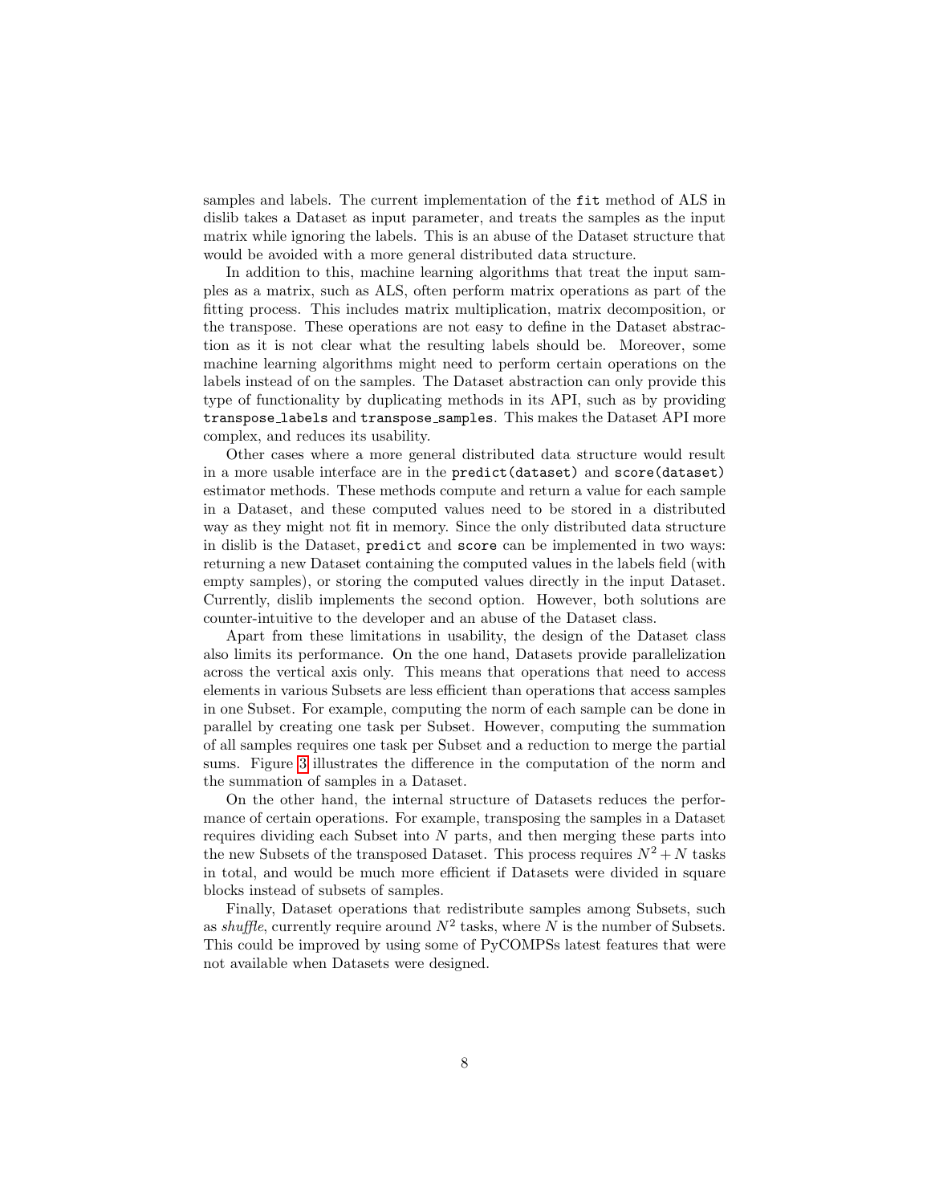samples and labels. The current implementation of the `fit` method of ALS in dislib takes a Dataset as input parameter, and treats the samples as the input matrix while ignoring the labels. This is an abuse of the Dataset structure that would be avoided with a more general distributed data structure.

In addition to this, machine learning algorithms that treat the input samples as a matrix, such as ALS, often perform matrix operations as part of the fitting process. This includes matrix multiplication, matrix decomposition, or the transpose. These operations are not easy to define in the Dataset abstraction as it is not clear what the resulting labels should be. Moreover, some machine learning algorithms might need to perform certain operations on the labels instead of on the samples. The Dataset abstraction can only provide this type of functionality by duplicating methods in its API, such as by providing `transpose_labels` and `transpose_samples`. This makes the Dataset API more complex, and reduces its usability.

Other cases where a more general distributed data structure would result in a more usable interface are in the `predict(dataset)` and `score(dataset)` estimator methods. These methods compute and return a value for each sample in a Dataset, and these computed values need to be stored in a distributed way as they might not fit in memory. Since the only distributed data structure in dislib is the Dataset, `predict` and `score` can be implemented in two ways: returning a new Dataset containing the computed values in the labels field (with empty samples), or storing the computed values directly in the input Dataset. Currently, dislib implements the second option. However, both solutions are counter-intuitive to the developer and an abuse of the Dataset class.

Apart from these limitations in usability, the design of the Dataset class also limits its performance. On the one hand, Datasets provide parallelization across the vertical axis only. This means that operations that need to access elements in various Subsets are less efficient than operations that access samples in one Subset. For example, computing the norm of each sample can be done in parallel by creating one task per Subset. However, computing the summation of all samples requires one task per Subset and a reduction to merge the partial sums. Figure 3 illustrates the difference in the computation of the norm and the summation of samples in a Dataset.

On the other hand, the internal structure of Datasets reduces the performance of certain operations. For example, transposing the samples in a Dataset requires dividing each Subset into $N$ parts, and then merging these parts into the new Subsets of the transposed Dataset. This process requires $N^2 + N$ tasks in total, and would be much more efficient if Datasets were divided in square blocks instead of subsets of samples.

Finally, Dataset operations that redistribute samples among Subsets, such as *shuffle*, currently require around $N^2$ tasks, where $N$ is the number of Subsets. This could be improved by using some of PyCOMPSs latest features that were not available when Datasets were designed.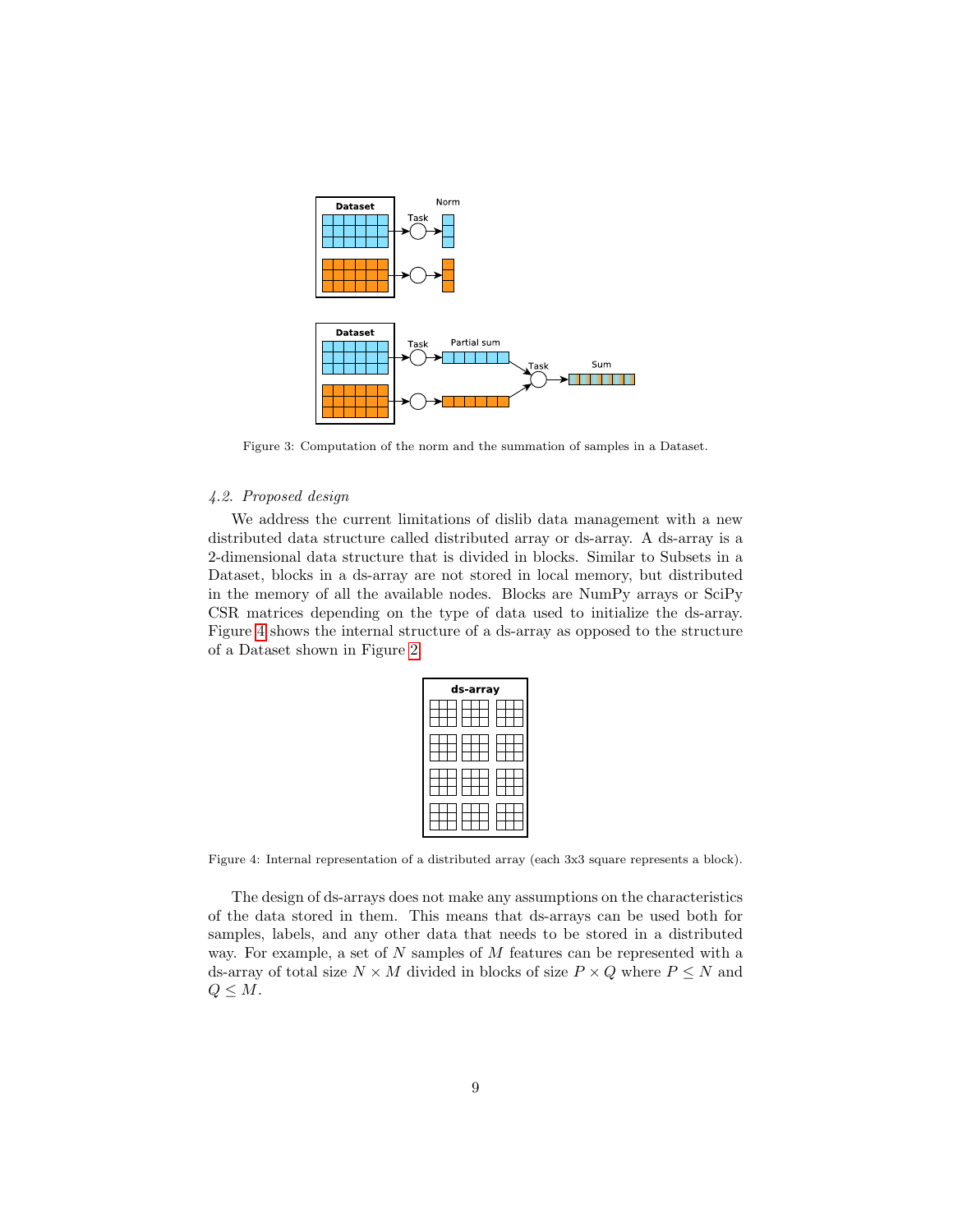Figure 3: Computation of the norm and the summation of samples in a Dataset.

### *4.2. Proposed design*

We address the current limitations of dislib data management with a new distributed data structure called distributed array or ds-array. A ds-array is a 2-dimensional data structure that is divided in blocks. Similar to Subsets in a Dataset, blocks in a ds-array are not stored in local memory, but distributed in the memory of all the available nodes. Blocks are NumPy arrays or SciPy CSR matrices depending on the type of data used to initialize the ds-array. Figure 4 shows the internal structure of a ds-array as opposed to the structure of a Dataset shown in Figure 2.

Figure 4: Internal representation of a distributed array (each 3x3 square represents a block).

The design of ds-arrays does not make any assumptions on the characteristics of the data stored in them. This means that ds-arrays can be used both for samples, labels, and any other data that needs to be stored in a distributed way. For example, a set of $N$ samples of $M$ features can be represented with a ds-array of total size $N \times M$ divided in blocks of size $P \times Q$ where $P \leq N$ and $Q \leq M$.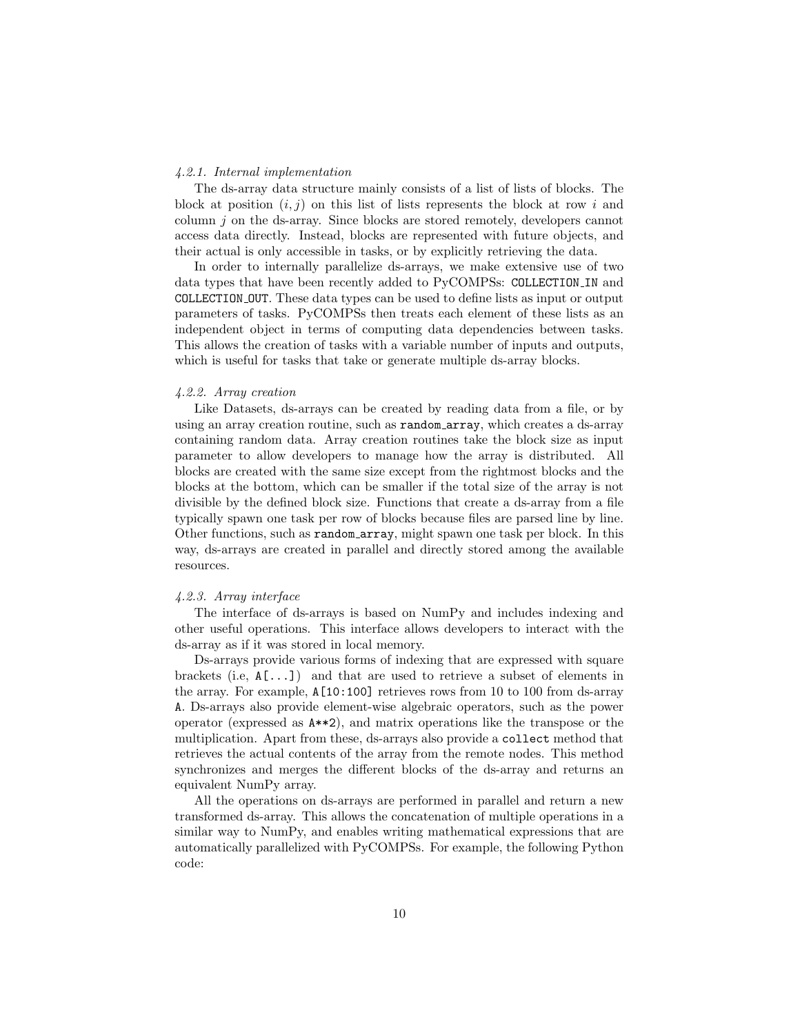#### *4.2.1. Internal implementation*

The ds-array data structure mainly consists of a list of lists of blocks. The block at position $(i, j)$ on this list of lists represents the block at row $i$ and column $j$ on the ds-array. Since blocks are stored remotely, developers cannot access data directly. Instead, blocks are represented with future objects, and their actual is only accessible in tasks, or by explicitly retrieving the data.

In order to internally parallelize ds-arrays, we make extensive use of two data types that have been recently added to PyCOMPSs: `COLLECTION_IN` and `COLLECTION_OUT`. These data types can be used to define lists as input or output parameters of tasks. PyCOMPSs then treats each element of these lists as an independent object in terms of computing data dependencies between tasks. This allows the creation of tasks with a variable number of inputs and outputs, which is useful for tasks that take or generate multiple ds-array blocks.

#### *4.2.2. Array creation*

Like Datasets, ds-arrays can be created by reading data from a file, or by using an array creation routine, such as `random_array`, which creates a ds-array containing random data. Array creation routines take the block size as input parameter to allow developers to manage how the array is distributed. All blocks are created with the same size except from the rightmost blocks and the blocks at the bottom, which can be smaller if the total size of the array is not divisible by the defined block size. Functions that create a ds-array from a file typically spawn one task per row of blocks because files are parsed line by line. Other functions, such as `random_array`, might spawn one task per block. In this way, ds-arrays are created in parallel and directly stored among the available resources.

#### *4.2.3. Array interface*

The interface of ds-arrays is based on NumPy and includes indexing and other useful operations. This interface allows developers to interact with the ds-array as if it was stored in local memory.

Ds-arrays provide various forms of indexing that are expressed with square brackets (i.e, `A[...]`) and that are used to retrieve a subset of elements in the array. For example, `A[10:100]` retrieves rows from 10 to 100 from ds-array `A`. Ds-arrays also provide element-wise algebraic operators, such as the power operator (expressed as `A**2`), and matrix operations like the transpose or the multiplication. Apart from these, ds-arrays also provide a `collect` method that retrieves the actual contents of the array from the remote nodes. This method synchronizes and merges the different blocks of the ds-array and returns an equivalent NumPy array.

All the operations on ds-arrays are performed in parallel and return a new transformed ds-array. This allows the concatenation of multiple operations in a similar way to NumPy, and enables writing mathematical expressions that are automatically parallelized with PyCOMPSs. For example, the following Python code: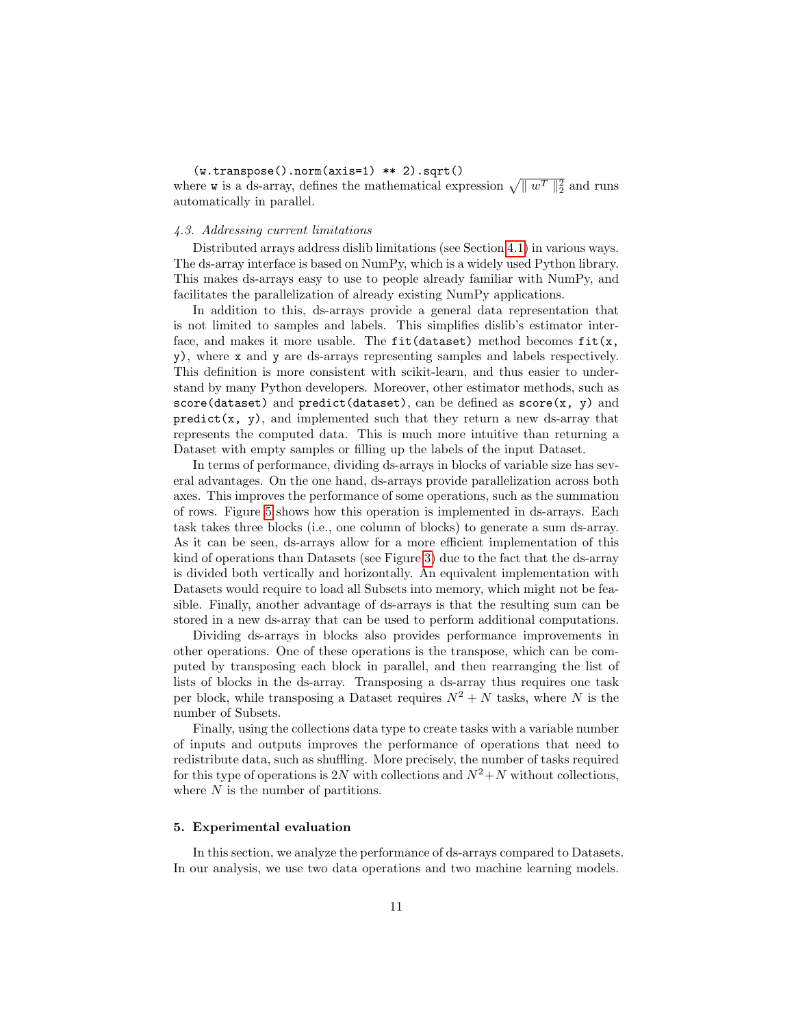```
(w.transpose().norm(axis=1) ** 2).sqrt()
```

where `w` is a ds-array, defines the mathematical expression $\sqrt{\| w^T \|_2^2}$ and runs automatically in parallel.

### *4.3. Addressing current limitations*

Distributed arrays address dislib limitations (see Section 4.1) in various ways. The ds-array interface is based on NumPy, which is a widely used Python library. This makes ds-arrays easy to use to people already familiar with NumPy, and facilitates the parallelization of already existing NumPy applications.

In addition to this, ds-arrays provide a general data representation that is not limited to samples and labels. This simplifies dislib's estimator interface, and makes it more usable. The `fit(dataset)` method becomes `fit(x, y)`, where `x` and `y` are ds-arrays representing samples and labels respectively. This definition is more consistent with scikit-learn, and thus easier to understand by many Python developers. Moreover, other estimator methods, such as `score(dataset)` and `predict(dataset)`, can be defined as `score(x, y)` and `predict(x, y)`, and implemented such that they return a new ds-array that represents the computed data. This is much more intuitive than returning a Dataset with empty samples or filling up the labels of the input Dataset.

In terms of performance, dividing ds-arrays in blocks of variable size has several advantages. On the one hand, ds-arrays provide parallelization across both axes. This improves the performance of some operations, such as the summation of rows. Figure 5 shows how this operation is implemented in ds-arrays. Each task takes three blocks (i.e., one column of blocks) to generate a sum ds-array. As it can be seen, ds-arrays allow for a more efficient implementation of this kind of operations than Datasets (see Figure 3) due to the fact that the ds-array is divided both vertically and horizontally. An equivalent implementation with Datasets would require to load all Subsets into memory, which might not be feasible. Finally, another advantage of ds-arrays is that the resulting sum can be stored in a new ds-array that can be used to perform additional computations.

Dividing ds-arrays in blocks also provides performance improvements in other operations. One of these operations is the transpose, which can be computed by transposing each block in parallel, and then rearranging the list of lists of blocks in the ds-array. Transposing a ds-array thus requires one task per block, while transposing a Dataset requires $N^2 + N$ tasks, where $N$ is the number of Subsets.

Finally, using the collections data type to create tasks with a variable number of inputs and outputs improves the performance of operations that need to redistribute data, such as shuffling. More precisely, the number of tasks required for this type of operations is $2N$ with collections and $N^2+N$ without collections, where $N$ is the number of partitions.

## 5. Experimental evaluation

In this section, we analyze the performance of ds-arrays compared to Datasets. In our analysis, we use two data operations and two machine learning models.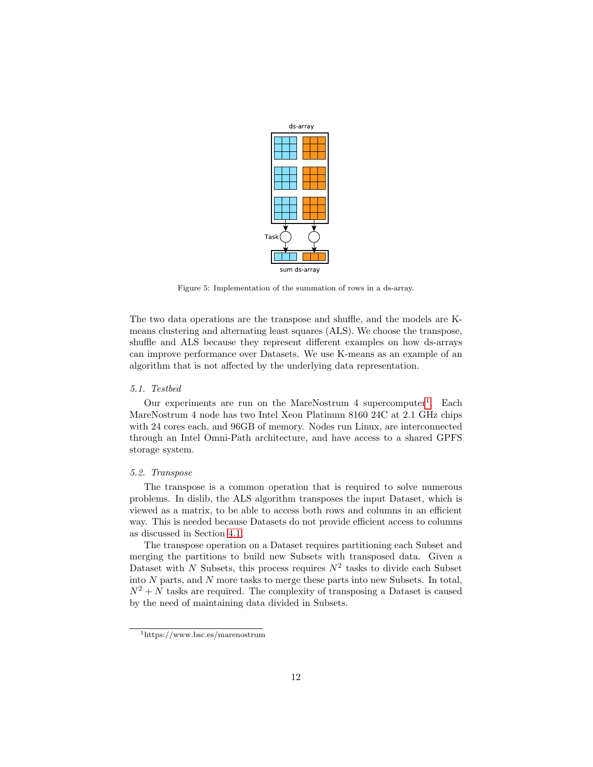Figure 5: Implementation of the summation of rows in a ds-array.

The two data operations are the transpose and shuffle, and the models are K-means clustering and alternating least squares (ALS). We choose the transpose, shuffle and ALS because they represent different examples on how ds-arrays can improve performance over Datasets. We use K-means as an example of an algorithm that is not affected by the underlying data representation.

### *5.1. Testbed*

Our experiments are run on the MareNostrum 4 supercomputer[1]. Each MareNostrum 4 node has two Intel Xeon Platinum 8160 24C at 2.1 GHz chips with 24 cores each, and 96GB of memory. Nodes run Linux, are interconnected through an Intel Omni-Path architecture, and have access to a shared GPFS storage system.

### *5.2. Transpose*

The transpose is a common operation that is required to solve numerous problems. In dislib, the ALS algorithm transposes the input Dataset, which is viewed as a matrix, to be able to access both rows and columns in an efficient way. This is needed because Datasets do not provide efficient access to columns as discussed in Section 4.1.

The transpose operation on a Dataset requires partitioning each Subset and merging the partitions to build new Subsets with transposed data. Given a Dataset with $N$ Subsets, this process requires $N^2$ tasks to divide each Subset into $N$ parts, and $N$ more tasks to merge these parts into new Subsets. In total, $N^2 + N$ tasks are required. The complexity of transposing a Dataset is caused by the need of maintaining data divided in Subsets.

[1] https://www.bsc.es/marenostrum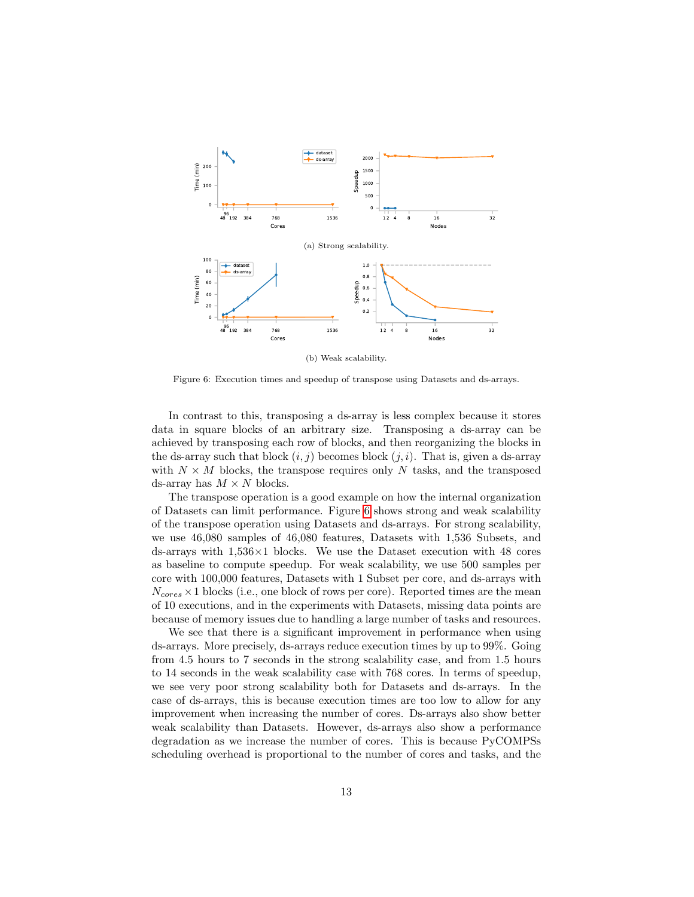(a) Strong scalability.

(b) Weak scalability.

Figure 6: Execution times and speedup of transpose using Datasets and ds-arrays.

In contrast to this, transposing a ds-array is less complex because it stores data in square blocks of an arbitrary size. Transposing a ds-array can be achieved by transposing each row of blocks, and then reorganizing the blocks in the ds-array such that block $(i, j)$ becomes block $(j, i)$. That is, given a ds-array with $N \times M$ blocks, the transpose requires only $N$ tasks, and the transposed ds-array has $M \times N$ blocks.

The transpose operation is a good example on how the internal organization of Datasets can limit performance. Figure 6 shows strong and weak scalability of the transpose operation using Datasets and ds-arrays. For strong scalability, we use 46,080 samples of 46,080 features, Datasets with 1,536 Subsets, and ds-arrays with 1,536×1 blocks. We use the Dataset execution with 48 cores as baseline to compute speedup. For weak scalability, we use 500 samples per core with 100,000 features, Datasets with 1 Subset per core, and ds-arrays with $N_{cores} \times 1$ blocks (i.e., one block of rows per core). Reported times are the mean of 10 executions, and in the experiments with Datasets, missing data points are because of memory issues due to handling a large number of tasks and resources.

We see that there is a significant improvement in performance when using ds-arrays. More precisely, ds-arrays reduce execution times by up to 99%. Going from 4.5 hours to 7 seconds in the strong scalability case, and from 1.5 hours to 14 seconds in the weak scalability case with 768 cores. In terms of speedup, we see very poor strong scalability both for Datasets and ds-arrays. In the case of ds-arrays, this is because execution times are too low to allow for any improvement when increasing the number of cores. Ds-arrays also show better weak scalability than Datasets. However, ds-arrays also show a performance degradation as we increase the number of cores. This is because PyCOMPSs scheduling overhead is proportional to the number of cores and tasks, and the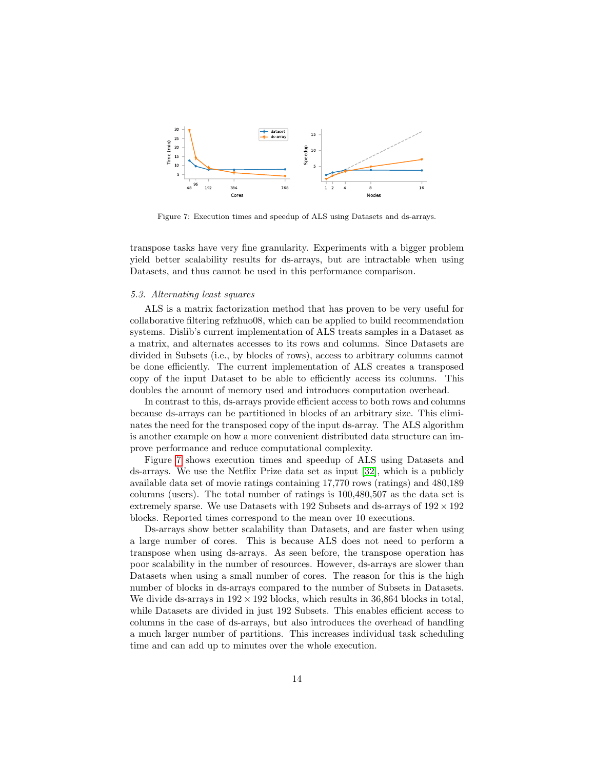Figure 7: Execution times and speedup of ALS using Datasets and ds-arrays.

transpose tasks have very fine granularity. Experiments with a bigger problem yield better scalability results for ds-arrays, but are intractable when using Datasets, and thus cannot be used in this performance comparison.

### 5.3. Alternating least squares

ALS is a matrix factorization method that has proven to be very useful for collaborative filtering refzhuo08, which can be applied to build recommendation systems. Dislib's current implementation of ALS treats samples in a Dataset as a matrix, and alternates accesses to its rows and columns. Since Datasets are divided in Subsets (i.e., by blocks of rows), access to arbitrary columns cannot be done efficiently. The current implementation of ALS creates a transposed copy of the input Dataset to be able to efficiently access its columns. This doubles the amount of memory used and introduces computation overhead.

In contrast to this, ds-arrays provide efficient access to both rows and columns because ds-arrays can be partitioned in blocks of an arbitrary size. This eliminates the need for the transposed copy of the input ds-array. The ALS algorithm is another example on how a more convenient distributed data structure can improve performance and reduce computational complexity.

Figure 7 shows execution times and speedup of ALS using Datasets and ds-arrays. We use the Netflix Prize data set as input [32], which is a publicly available data set of movie ratings containing 17,770 rows (ratings) and 480,189 columns (users). The total number of ratings is 100,480,507 as the data set is extremely sparse. We use Datasets with 192 Subsets and ds-arrays of $192 \times 192$ blocks. Reported times correspond to the mean over 10 executions.

Ds-arrays show better scalability than Datasets, and are faster when using a large number of cores. This is because ALS does not need to perform a transpose when using ds-arrays. As seen before, the transpose operation has poor scalability in the number of resources. However, ds-arrays are slower than Datasets when using a small number of cores. The reason for this is the high number of blocks in ds-arrays compared to the number of Subsets in Datasets. We divide ds-arrays in $192 \times 192$ blocks, which results in 36,864 blocks in total, while Datasets are divided in just 192 Subsets. This enables efficient access to columns in the case of ds-arrays, but also introduces the overhead of handling a much larger number of partitions. This increases individual task scheduling time and can add up to minutes over the whole execution.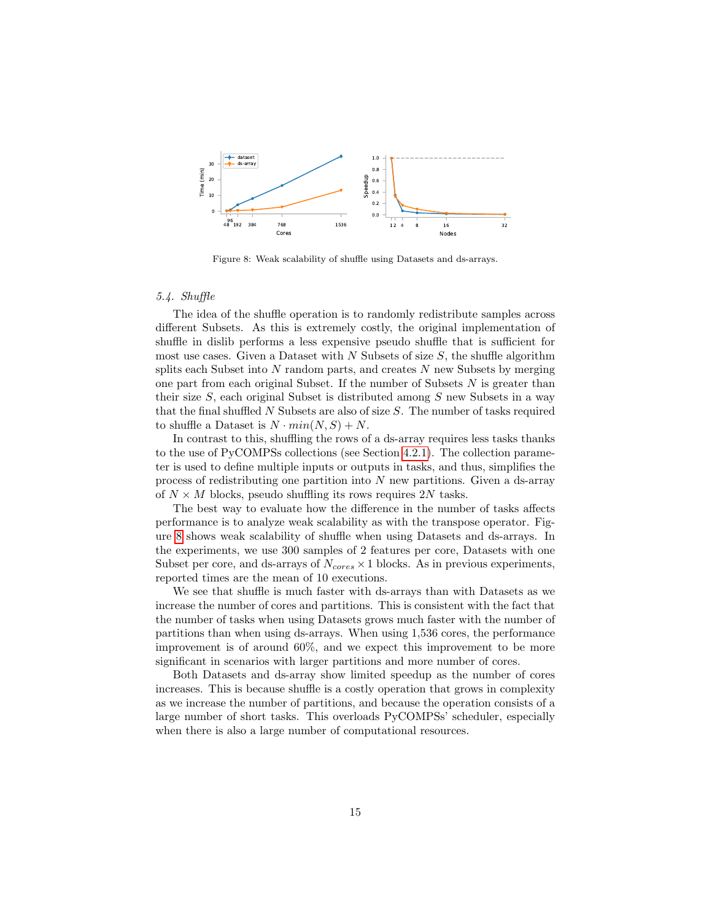Figure 8: Weak scalability of shuffle using Datasets and ds-arrays.

### 5.4. Shuffle

The idea of the shuffle operation is to randomly redistribute samples across different Subsets. As this is extremely costly, the original implementation of shuffle in dislib performs a less expensive pseudo shuffle that is sufficient for most use cases. Given a Dataset with $N$ Subsets of size $S$, the shuffle algorithm splits each Subset into $N$ random parts, and creates $N$ new Subsets by merging one part from each original Subset. If the number of Subsets $N$ is greater than their size $S$, each original Subset is distributed among $S$ new Subsets in a way that the final shuffled $N$ Subsets are also of size $S$. The number of tasks required to shuffle a Dataset is $N \cdot min(N, S) + N$.

In contrast to this, shuffling the rows of a ds-array requires less tasks thanks to the use of PyCOMPSs collections (see Section 4.2.1). The collection parameter is used to define multiple inputs or outputs in tasks, and thus, simplifies the process of redistributing one partition into $N$ new partitions. Given a ds-array of $N \times M$ blocks, pseudo shuffling its rows requires $2N$ tasks.

The best way to evaluate how the difference in the number of tasks affects performance is to analyze weak scalability as with the transpose operator. Figure 8 shows weak scalability of shuffle when using Datasets and ds-arrays. In the experiments, we use 300 samples of 2 features per core, Datasets with one Subset per core, and ds-arrays of $N_{cores} \times 1$ blocks. As in previous experiments, reported times are the mean of 10 executions.

We see that shuffle is much faster with ds-arrays than with Datasets as we increase the number of cores and partitions. This is consistent with the fact that the number of tasks when using Datasets grows much faster with the number of partitions than when using ds-arrays. When using 1,536 cores, the performance improvement is of around 60%, and we expect this improvement to be more significant in scenarios with larger partitions and more number of cores.

Both Datasets and ds-array show limited speedup as the number of cores increases. This is because shuffle is a costly operation that grows in complexity as we increase the number of partitions, and because the operation consists of a large number of short tasks. This overloads PyCOMPSs' scheduler, especially when there is also a large number of computational resources.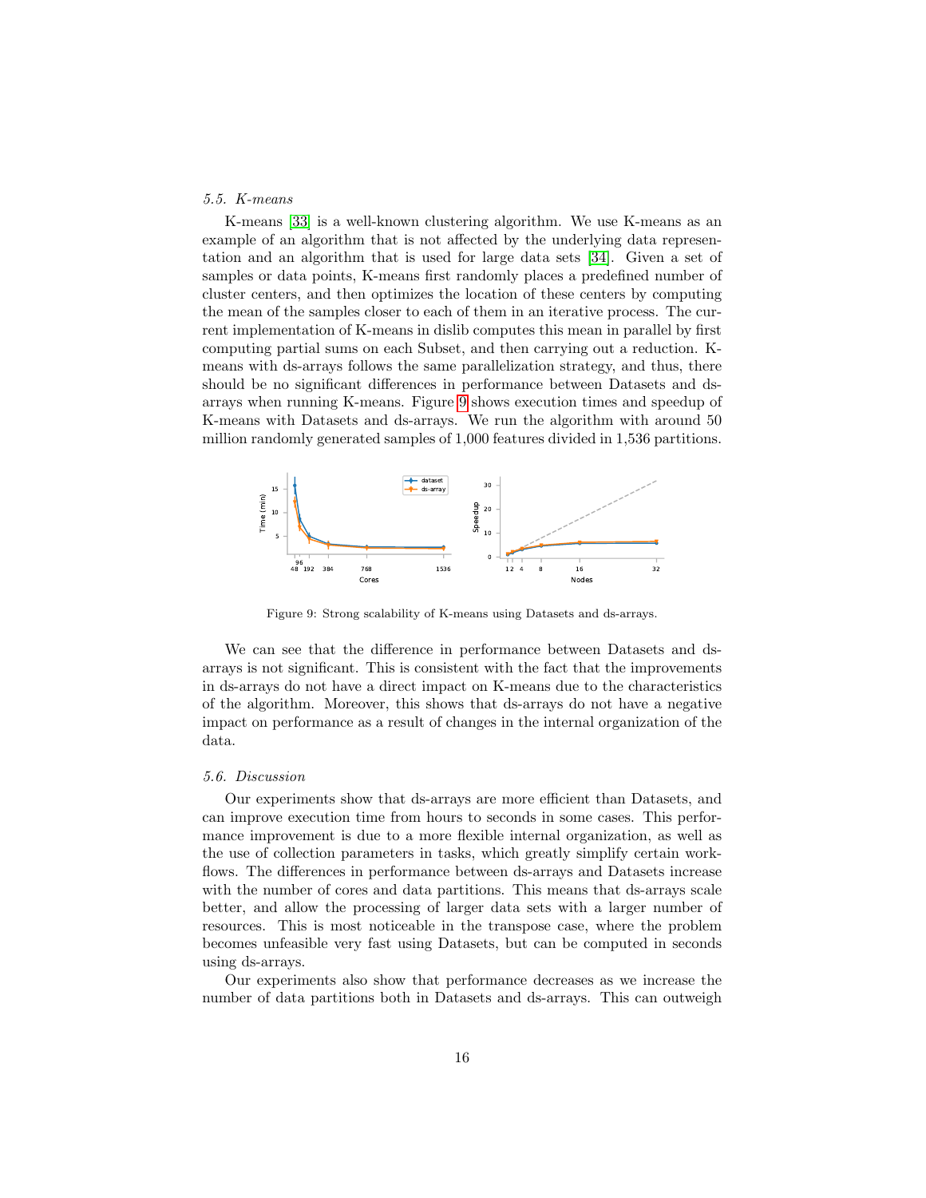### 5.5. K-means

K-means [33] is a well-known clustering algorithm. We use K-means as an example of an algorithm that is not affected by the underlying data representation and an algorithm that is used for large data sets [34]. Given a set of samples or data points, K-means first randomly places a predefined number of cluster centers, and then optimizes the location of these centers by computing the mean of the samples closer to each of them in an iterative process. The current implementation of K-means in dislib computes this mean in parallel by first computing partial sums on each Subset, and then carrying out a reduction. K-means with ds-arrays follows the same parallelization strategy, and thus, there should be no significant differences in performance between Datasets and ds-arrays when running K-means. Figure 9 shows execution times and speedup of K-means with Datasets and ds-arrays. We run the algorithm with around 50 million randomly generated samples of 1,000 features divided in 1,536 partitions.

Figure 9: Strong scalability of K-means using Datasets and ds-arrays.

We can see that the difference in performance between Datasets and ds-arrays is not significant. This is consistent with the fact that the improvements in ds-arrays do not have a direct impact on K-means due to the characteristics of the algorithm. Moreover, this shows that ds-arrays do not have a negative impact on performance as a result of changes in the internal organization of the data.

### 5.6. Discussion

Our experiments show that ds-arrays are more efficient than Datasets, and can improve execution time from hours to seconds in some cases. This performance improvement is due to a more flexible internal organization, as well as the use of collection parameters in tasks, which greatly simplify certain workflows. The differences in performance between ds-arrays and Datasets increase with the number of cores and data partitions. This means that ds-arrays scale better, and allow the processing of larger data sets with a larger number of resources. This is most noticeable in the transpose case, where the problem becomes unfeasible very fast using Datasets, but can be computed in seconds using ds-arrays.

Our experiments also show that performance decreases as we increase the number of data partitions both in Datasets and ds-arrays. This can outweigh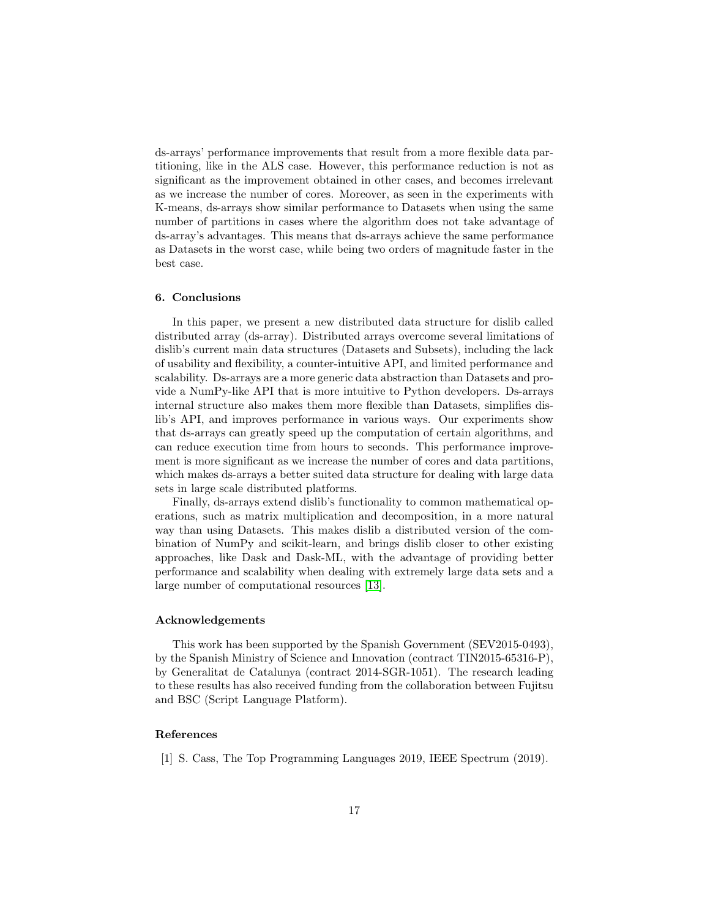ds-arrays' performance improvements that result from a more flexible data partitioning, like in the ALS case. However, this performance reduction is not as significant as the improvement obtained in other cases, and becomes irrelevant as we increase the number of cores. Moreover, as seen in the experiments with K-means, ds-arrays show similar performance to Datasets when using the same number of partitions in cases where the algorithm does not take advantage of ds-array's advantages. This means that ds-arrays achieve the same performance as Datasets in the worst case, while being two orders of magnitude faster in the best case.

## 6. Conclusions

In this paper, we present a new distributed data structure for dislib called distributed array (ds-array). Distributed arrays overcome several limitations of dislib's current main data structures (Datasets and Subsets), including the lack of usability and flexibility, a counter-intuitive API, and limited performance and scalability. Ds-arrays are a more generic data abstraction than Datasets and provide a NumPy-like API that is more intuitive to Python developers. Ds-arrays internal structure also makes them more flexible than Datasets, simplifies dislib's API, and improves performance in various ways. Our experiments show that ds-arrays can greatly speed up the computation of certain algorithms, and can reduce execution time from hours to seconds. This performance improvement is more significant as we increase the number of cores and data partitions, which makes ds-arrays a better suited data structure for dealing with large data sets in large scale distributed platforms.

Finally, ds-arrays extend dislib's functionality to common mathematical operations, such as matrix multiplication and decomposition, in a more natural way than using Datasets. This makes dislib a distributed version of the combination of NumPy and scikit-learn, and brings dislib closer to other existing approaches, like Dask and Dask-ML, with the advantage of providing better performance and scalability when dealing with extremely large data sets and a large number of computational resources [13].

## Acknowledgements

This work has been supported by the Spanish Government (SEV2015-0493), by the Spanish Ministry of Science and Innovation (contract TIN2015-65316-P), by Generalitat de Catalunya (contract 2014-SGR-1051). The research leading to these results has also received funding from the collaboration between Fujitsu and BSC (Script Language Platform).

## References

[1] S. Cass, The Top Programming Languages 2019, IEEE Spectrum (2019).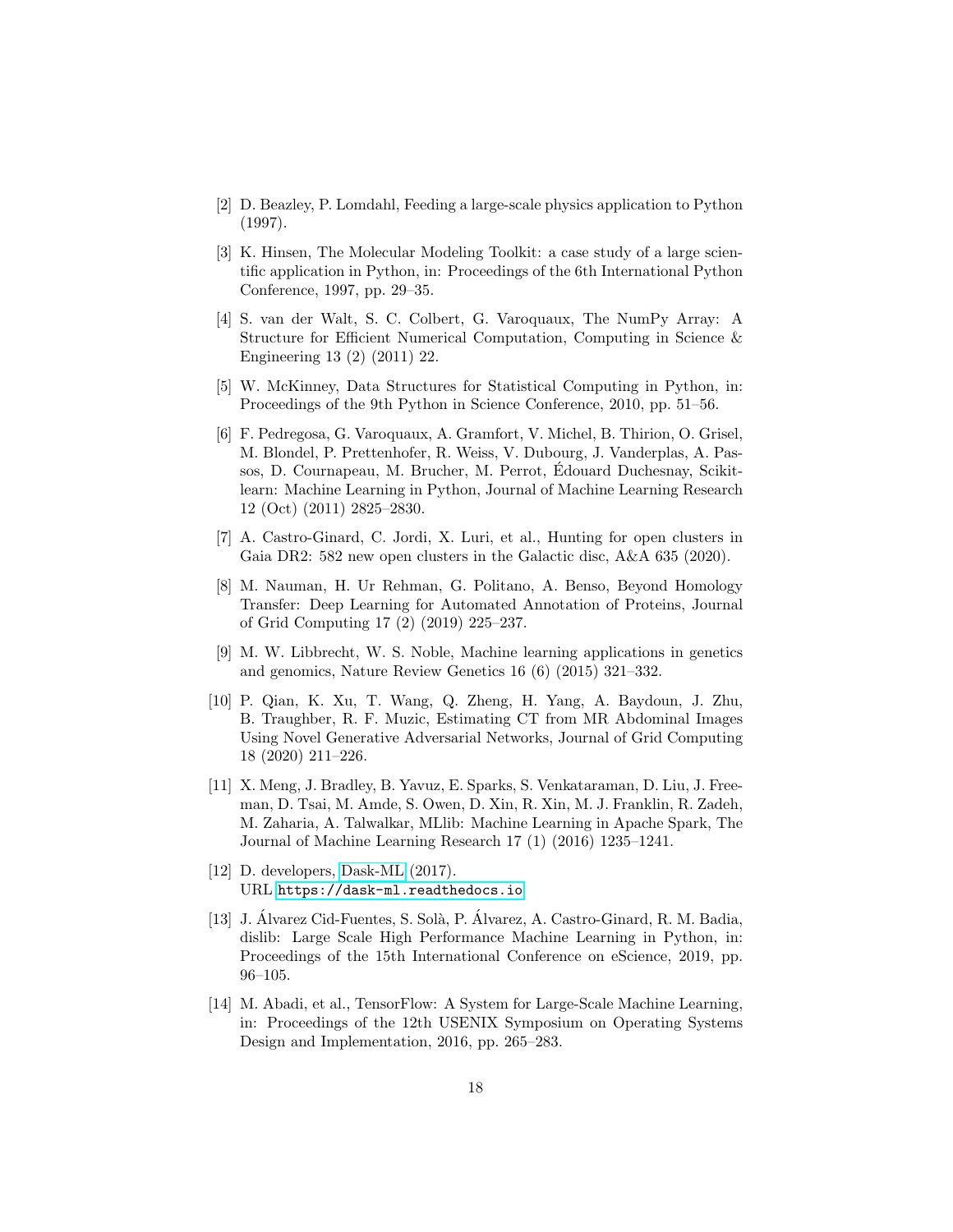[2] D. Beazley, P. Lomdahl, Feeding a large-scale physics application to Python (1997).

[3] K. Hinsen, The Molecular Modeling Toolkit: a case study of a large scientific application in Python, in: Proceedings of the 6th International Python Conference, 1997, pp. 29–35.

[4] S. van der Walt, S. C. Colbert, G. Varoquaux, The NumPy Array: A Structure for Efficient Numerical Computation, Computing in Science & Engineering 13 (2) (2011) 22.

[5] W. McKinney, Data Structures for Statistical Computing in Python, in: Proceedings of the 9th Python in Science Conference, 2010, pp. 51–56.

[6] F. Pedregosa, G. Varoquaux, A. Gramfort, V. Michel, B. Thirion, O. Grisel, M. Blondel, P. Prettenhofer, R. Weiss, V. Dubourg, J. Vanderplas, A. Passos, D. Cournapeau, M. Brucher, M. Perrot, Édouard Duchesnay, Scikit-learn: Machine Learning in Python, Journal of Machine Learning Research 12 (Oct) (2011) 2825–2830.

[7] A. Castro-Ginard, C. Jordi, X. Luri, et al., Hunting for open clusters in Gaia DR2: 582 new open clusters in the Galactic disc, A&A 635 (2020).

[8] M. Nauman, H. Ur Rehman, G. Politano, A. Benso, Beyond Homology Transfer: Deep Learning for Automated Annotation of Proteins, Journal of Grid Computing 17 (2) (2019) 225–237.

[9] M. W. Libbrecht, W. S. Noble, Machine learning applications in genetics and genomics, Nature Review Genetics 16 (6) (2015) 321–332.

[10] P. Qian, K. Xu, T. Wang, Q. Zheng, H. Yang, A. Baydoun, J. Zhu, B. Traughber, R. F. Muzic, Estimating CT from MR Abdominal Images Using Novel Generative Adversarial Networks, Journal of Grid Computing 18 (2020) 211–226.

[11] X. Meng, J. Bradley, B. Yavuz, E. Sparks, S. Venkataraman, D. Liu, J. Freeman, D. Tsai, M. Amde, S. Owen, D. Xin, R. Xin, M. J. Franklin, R. Zadeh, M. Zaharia, A. Talwalkar, MLlib: Machine Learning in Apache Spark, The Journal of Machine Learning Research 17 (1) (2016) 1235–1241.

[12] D. developers, Dask-ML (2017).
URL https://dask-ml.readthedocs.io

[13] J. Álvarez Cid-Fuentes, S. Solà, P. Álvarez, A. Castro-Ginard, R. M. Badia, dislib: Large Scale High Performance Machine Learning in Python, in: Proceedings of the 15th International Conference on eScience, 2019, pp. 96–105.

[14] M. Abadi, et al., TensorFlow: A System for Large-Scale Machine Learning, in: Proceedings of the 12th USENIX Symposium on Operating Systems Design and Implementation, 2016, pp. 265–283.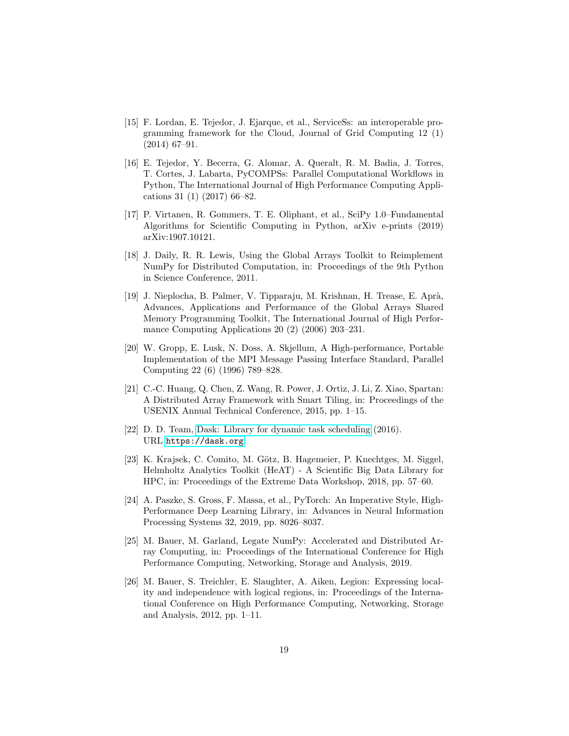[15] F. Lordan, E. Tejedor, J. Ejarque, et al., ServiceSs: an interoperable programming framework for the Cloud, Journal of Grid Computing 12 (1) (2014) 67–91.

[16] E. Tejedor, Y. Becerra, G. Alomar, A. Queralt, R. M. Badia, J. Torres, T. Cortes, J. Labarta, PyCOMPSs: Parallel Computational Workflows in Python, The International Journal of High Performance Computing Applications 31 (1) (2017) 66–82.

[17] P. Virtanen, R. Gommers, T. E. Oliphant, et al., SciPy 1.0–Fundamental Algorithms for Scientific Computing in Python, arXiv e-prints (2019) arXiv:1907.10121.

[18] J. Daily, R. R. Lewis, Using the Global Arrays Toolkit to Reimplement NumPy for Distributed Computation, in: Proceedings of the 9th Python in Science Conference, 2011.

[19] J. Nieplocha, B. Palmer, V. Tipparaju, M. Krishnan, H. Trease, E. Aprà, Advances, Applications and Performance of the Global Arrays Shared Memory Programming Toolkit, The International Journal of High Performance Computing Applications 20 (2) (2006) 203–231.

[20] W. Gropp, E. Lusk, N. Doss, A. Skjellum, A High-performance, Portable Implementation of the MPI Message Passing Interface Standard, Parallel Computing 22 (6) (1996) 789–828.

[21] C.-C. Huang, Q. Chen, Z. Wang, R. Power, J. Ortiz, J. Li, Z. Xiao, Spartan: A Distributed Array Framework with Smart Tiling, in: Proceedings of the USENIX Annual Technical Conference, 2015, pp. 1–15.

[22] D. D. Team, Dask: Library for dynamic task scheduling (2016). URL https://dask.org

[23] K. Krajsek, C. Comito, M. Götz, B. Hagemeier, P. Knechtges, M. Siggel, Helmholtz Analytics Toolkit (HeAT) - A Scientific Big Data Library for HPC, in: Proceedings of the Extreme Data Workshop, 2018, pp. 57–60.

[24] A. Paszke, S. Gross, F. Massa, et al., PyTorch: An Imperative Style, High-Performance Deep Learning Library, in: Advances in Neural Information Processing Systems 32, 2019, pp. 8026–8037.

[25] M. Bauer, M. Garland, Legate NumPy: Accelerated and Distributed Array Computing, in: Proceedings of the International Conference for High Performance Computing, Networking, Storage and Analysis, 2019.

[26] M. Bauer, S. Treichler, E. Slaughter, A. Aiken, Legion: Expressing locality and independence with logical regions, in: Proceedings of the International Conference on High Performance Computing, Networking, Storage and Analysis, 2012, pp. 1–11.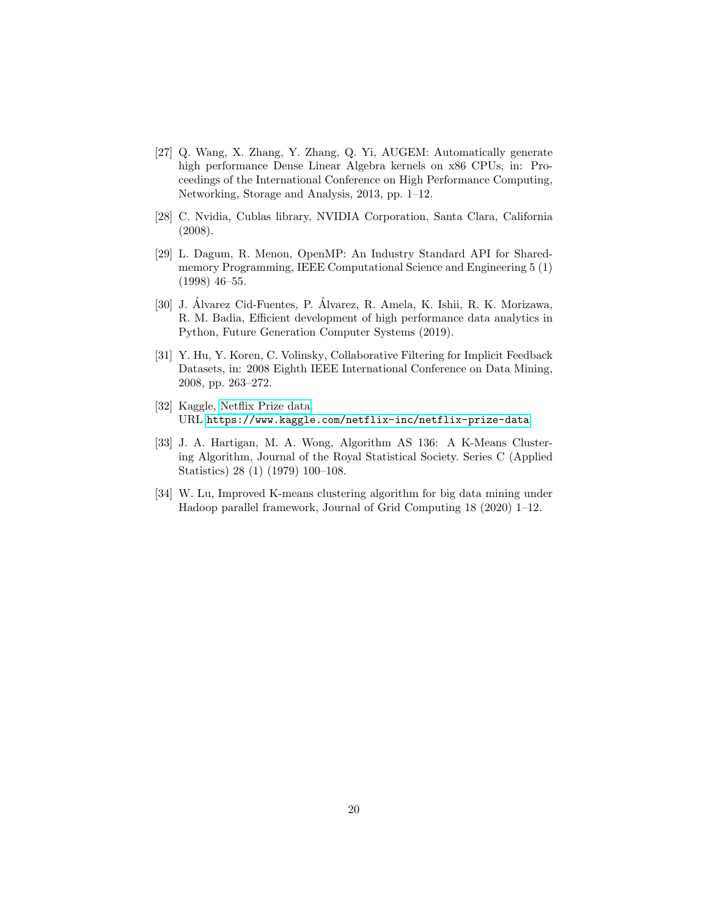[27] Q. Wang, X. Zhang, Y. Zhang, Q. Yi, AUGEM: Automatically generate high performance Dense Linear Algebra kernels on x86 CPUs, in: Proceedings of the International Conference on High Performance Computing, Networking, Storage and Analysis, 2013, pp. 1–12.

[28] C. Nvidia, Cublas library, NVIDIA Corporation, Santa Clara, California (2008).

[29] L. Dagum, R. Menon, OpenMP: An Industry Standard API for Shared-memory Programming, IEEE Computational Science and Engineering 5 (1) (1998) 46–55.

[30] J. Álvarez Cid-Fuentes, P. Álvarez, R. Amela, K. Ishii, R. K. Morizawa, R. M. Badia, Efficient development of high performance data analytics in Python, Future Generation Computer Systems (2019).

[31] Y. Hu, Y. Koren, C. Volinsky, Collaborative Filtering for Implicit Feedback Datasets, in: 2008 Eighth IEEE International Conference on Data Mining, 2008, pp. 263–272.

[32] Kaggle, Netflix Prize data.
URL https://www.kaggle.com/netflix-inc/netflix-prize-data

[33] J. A. Hartigan, M. A. Wong, Algorithm AS 136: A K-Means Clustering Algorithm, Journal of the Royal Statistical Society. Series C (Applied Statistics) 28 (1) (1979) 100–108.

[34] W. Lu, Improved K-means clustering algorithm for big data mining under Hadoop parallel framework, Journal of Grid Computing 18 (2020) 1–12.